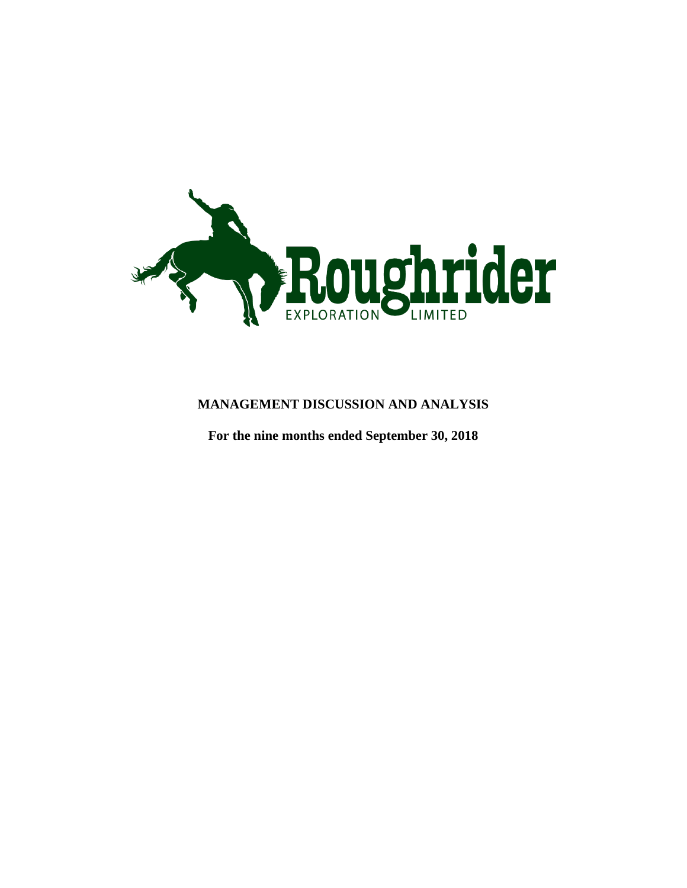Roughrider

EXPLORATION LIMITED

# MANAGEMENT DISCUSSION AND ANALYSIS

**For the nine months ended September 30, 2018**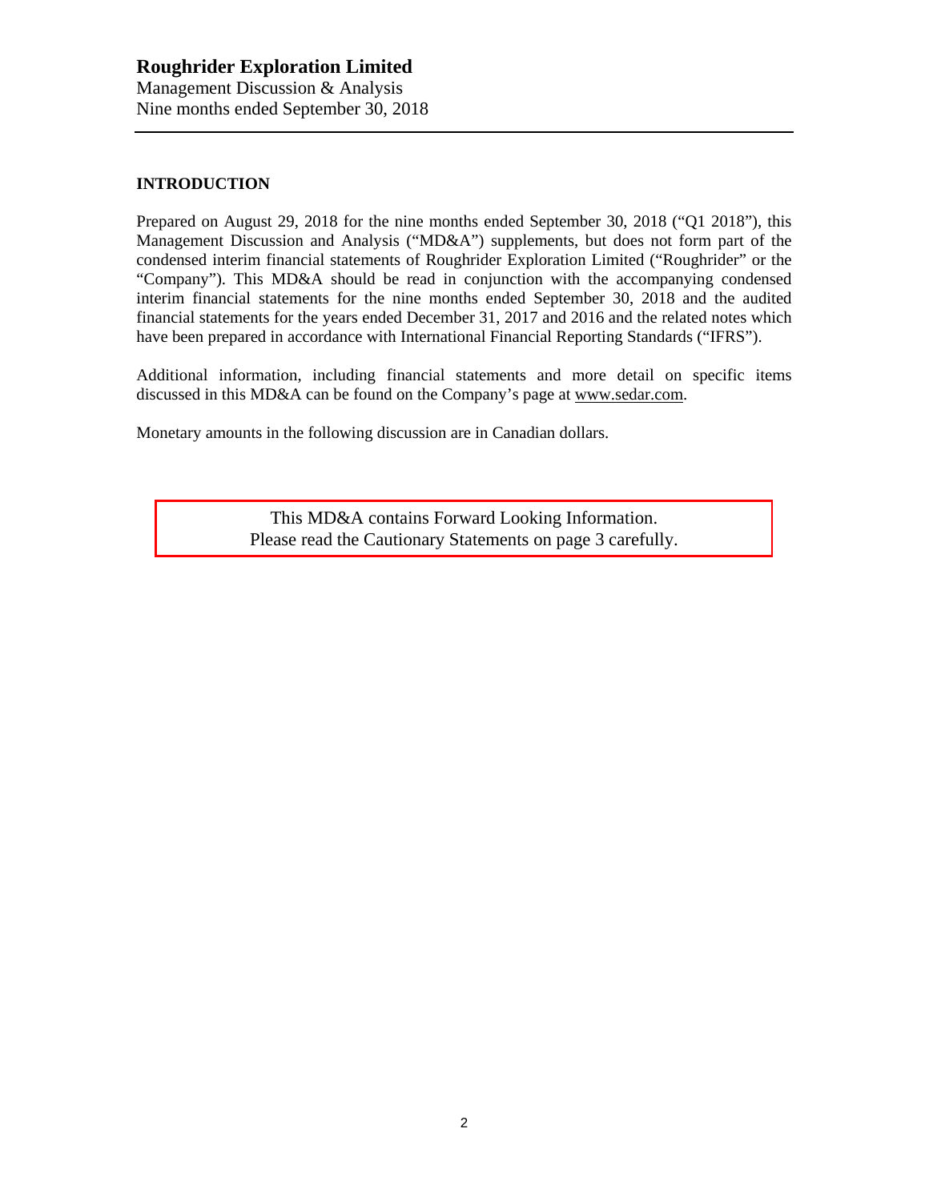# Roughrider Exploration Limited

Management Discussion & Analysis
Nine months ended September 30, 2018

## INTRODUCTION

Prepared on August 29, 2018 for the nine months ended September 30, 2018 ("Q1 2018"), this Management Discussion and Analysis ("MD&A") supplements, but does not form part of the condensed interim financial statements of Roughrider Exploration Limited ("Roughrider" or the "Company"). This MD&A should be read in conjunction with the accompanying condensed interim financial statements for the nine months ended September 30, 2018 and the audited financial statements for the years ended December 31, 2017 and 2016 and the related notes which have been prepared in accordance with International Financial Reporting Standards ("IFRS").

Additional information, including financial statements and more detail on specific items discussed in this MD&A can be found on the Company's page at www.sedar.com.

Monetary amounts in the following discussion are in Canadian dollars.

This MD&A contains Forward Looking Information.
Please read the Cautionary Statements on page 3 carefully.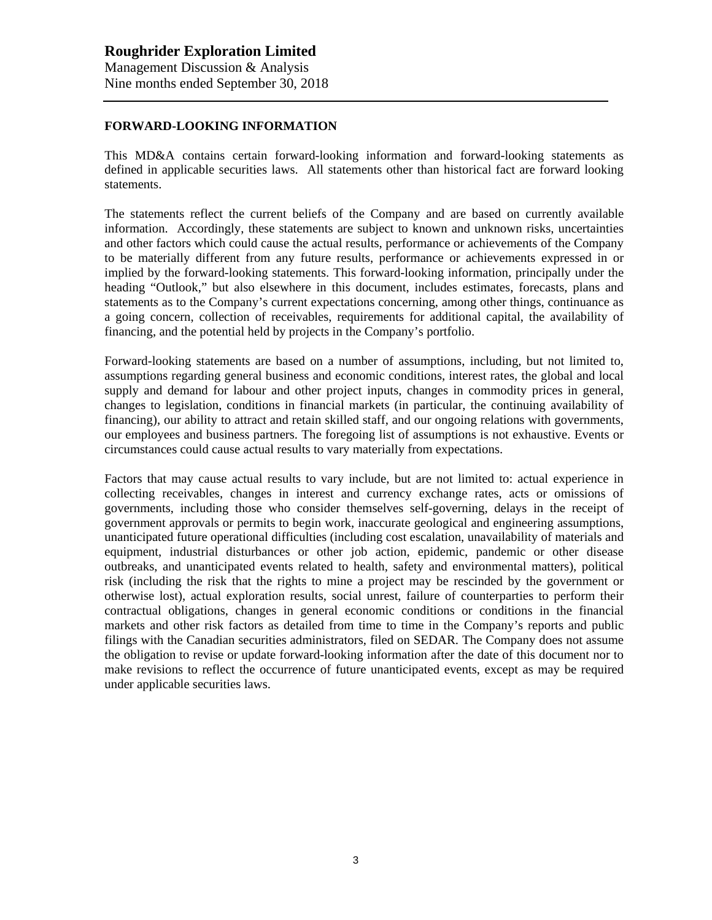## FORWARD-LOOKING INFORMATION

This MD&A contains certain forward-looking information and forward-looking statements as defined in applicable securities laws. All statements other than historical fact are forward looking statements.

The statements reflect the current beliefs of the Company and are based on currently available information. Accordingly, these statements are subject to known and unknown risks, uncertainties and other factors which could cause the actual results, performance or achievements of the Company to be materially different from any future results, performance or achievements expressed in or implied by the forward-looking statements. This forward-looking information, principally under the heading "Outlook," but also elsewhere in this document, includes estimates, forecasts, plans and statements as to the Company's current expectations concerning, among other things, continuance as a going concern, collection of receivables, requirements for additional capital, the availability of financing, and the potential held by projects in the Company's portfolio.

Forward-looking statements are based on a number of assumptions, including, but not limited to, assumptions regarding general business and economic conditions, interest rates, the global and local supply and demand for labour and other project inputs, changes in commodity prices in general, changes to legislation, conditions in financial markets (in particular, the continuing availability of financing), our ability to attract and retain skilled staff, and our ongoing relations with governments, our employees and business partners. The foregoing list of assumptions is not exhaustive. Events or circumstances could cause actual results to vary materially from expectations.

Factors that may cause actual results to vary include, but are not limited to: actual experience in collecting receivables, changes in interest and currency exchange rates, acts or omissions of governments, including those who consider themselves self-governing, delays in the receipt of government approvals or permits to begin work, inaccurate geological and engineering assumptions, unanticipated future operational difficulties (including cost escalation, unavailability of materials and equipment, industrial disturbances or other job action, epidemic, pandemic or other disease outbreaks, and unanticipated events related to health, safety and environmental matters), political risk (including the risk that the rights to mine a project may be rescinded by the government or otherwise lost), actual exploration results, social unrest, failure of counterparties to perform their contractual obligations, changes in general economic conditions or conditions in the financial markets and other risk factors as detailed from time to time in the Company's reports and public filings with the Canadian securities administrators, filed on SEDAR. The Company does not assume the obligation to revise or update forward-looking information after the date of this document nor to make revisions to reflect the occurrence of future unanticipated events, except as may be required under applicable securities laws.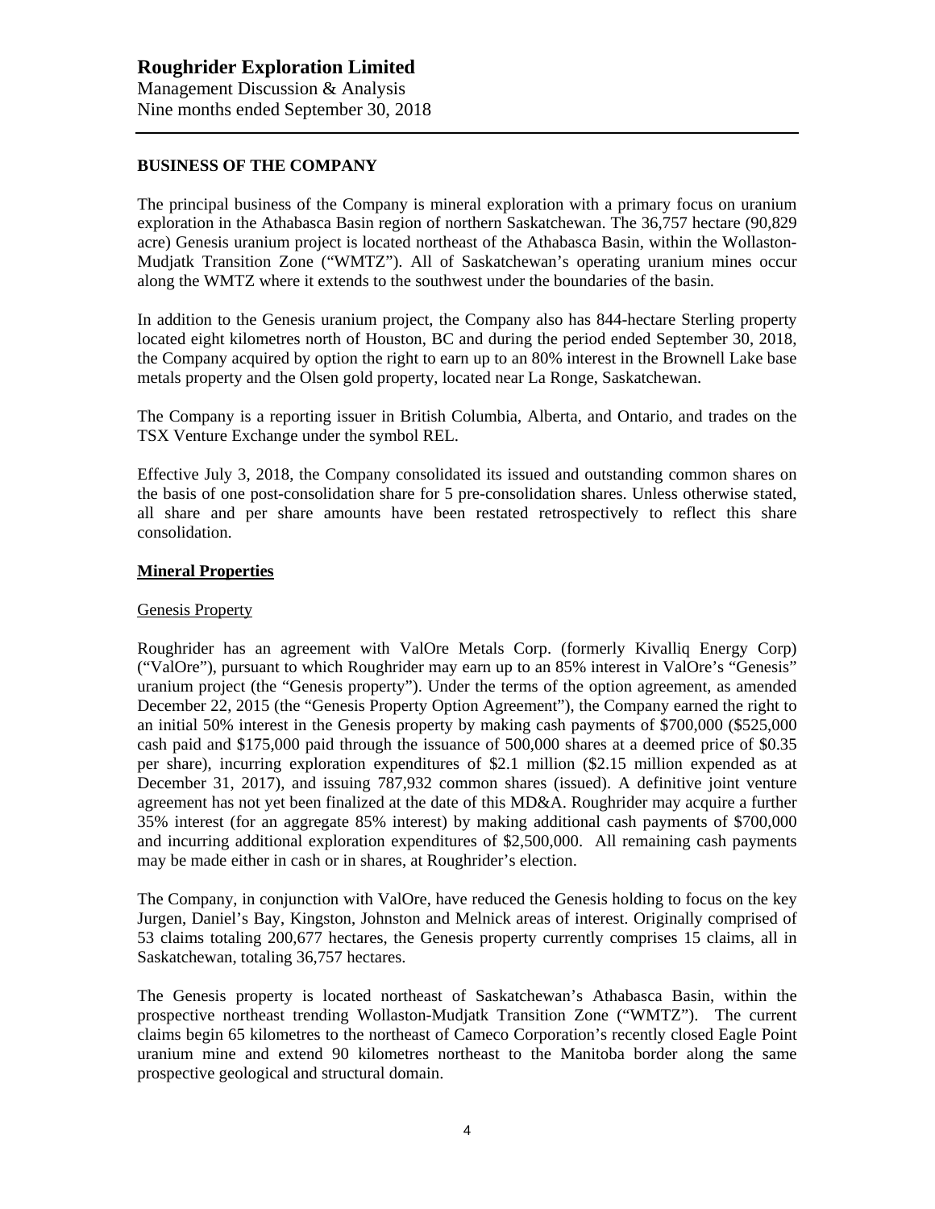## BUSINESS OF THE COMPANY

The principal business of the Company is mineral exploration with a primary focus on uranium exploration in the Athabasca Basin region of northern Saskatchewan. The 36,757 hectare (90,829 acre) Genesis uranium project is located northeast of the Athabasca Basin, within the Wollaston-Mudjatk Transition Zone ("WMTZ"). All of Saskatchewan's operating uranium mines occur along the WMTZ where it extends to the southwest under the boundaries of the basin.

In addition to the Genesis uranium project, the Company also has 844-hectare Sterling property located eight kilometres north of Houston, BC and during the period ended September 30, 2018, the Company acquired by option the right to earn up to an 80% interest in the Brownell Lake base metals property and the Olsen gold property, located near La Ronge, Saskatchewan.

The Company is a reporting issuer in British Columbia, Alberta, and Ontario, and trades on the TSX Venture Exchange under the symbol REL.

Effective July 3, 2018, the Company consolidated its issued and outstanding common shares on the basis of one post-consolidation share for 5 pre-consolidation shares. Unless otherwise stated, all share and per share amounts have been restated retrospectively to reflect this share consolidation.

### Mineral Properties

#### Genesis Property

Roughrider has an agreement with ValOre Metals Corp. (formerly Kivalliq Energy Corp) ("ValOre"), pursuant to which Roughrider may earn up to an 85% interest in ValOre's "Genesis" uranium project (the "Genesis property"). Under the terms of the option agreement, as amended December 22, 2015 (the "Genesis Property Option Agreement"), the Company earned the right to an initial 50% interest in the Genesis property by making cash payments of $700,000 ($525,000 cash paid and $175,000 paid through the issuance of 500,000 shares at a deemed price of $0.35 per share), incurring exploration expenditures of $2.1 million ($2.15 million expended as at December 31, 2017), and issuing 787,932 common shares (issued). A definitive joint venture agreement has not yet been finalized at the date of this MD&A. Roughrider may acquire a further 35% interest (for an aggregate 85% interest) by making additional cash payments of $700,000 and incurring additional exploration expenditures of $2,500,000. All remaining cash payments may be made either in cash or in shares, at Roughrider's election.

The Company, in conjunction with ValOre, have reduced the Genesis holding to focus on the key Jurgen, Daniel's Bay, Kingston, Johnston and Melnick areas of interest. Originally comprised of 53 claims totaling 200,677 hectares, the Genesis property currently comprises 15 claims, all in Saskatchewan, totaling 36,757 hectares.

The Genesis property is located northeast of Saskatchewan's Athabasca Basin, within the prospective northeast trending Wollaston-Mudjatk Transition Zone ("WMTZ"). The current claims begin 65 kilometres to the northeast of Cameco Corporation's recently closed Eagle Point uranium mine and extend 90 kilometres northeast to the Manitoba border along the same prospective geological and structural domain.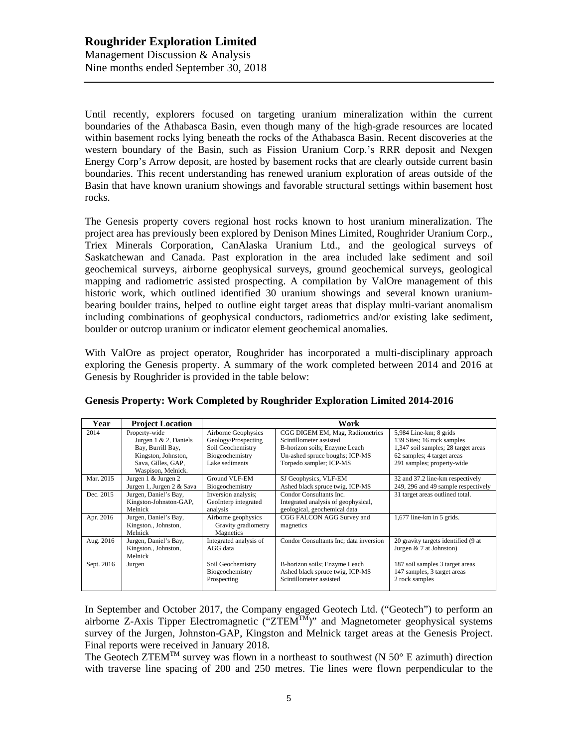Until recently, explorers focused on targeting uranium mineralization within the current boundaries of the Athabasca Basin, even though many of the high-grade resources are located within basement rocks lying beneath the rocks of the Athabasca Basin. Recent discoveries at the western boundary of the Basin, such as Fission Uranium Corp.'s RRR deposit and Nexgen Energy Corp's Arrow deposit, are hosted by basement rocks that are clearly outside current basin boundaries. This recent understanding has renewed uranium exploration of areas outside of the Basin that have known uranium showings and favorable structural settings within basement host rocks.

The Genesis property covers regional host rocks known to host uranium mineralization. The project area has previously been explored by Denison Mines Limited, Roughrider Uranium Corp., Triex Minerals Corporation, CanAlaska Uranium Ltd., and the geological surveys of Saskatchewan and Canada. Past exploration in the area included lake sediment and soil geochemical surveys, airborne geophysical surveys, ground geochemical surveys, geological mapping and radiometric assisted prospecting. A compilation by ValOre management of this historic work, which outlined identified 30 uranium showings and several known uranium-bearing boulder trains, helped to outline eight target areas that display multi-variant anomalism including combinations of geophysical conductors, radiometrics and/or existing lake sediment, boulder or outcrop uranium or indicator element geochemical anomalies.

With ValOre as project operator, Roughrider has incorporated a multi-disciplinary approach exploring the Genesis property. A summary of the work completed between 2014 and 2016 at Genesis by Roughrider is provided in the table below:

**Genesis Property: Work Completed by Roughrider Exploration Limited 2014-2016**

| Year | Project Location | Work | | |
|---|---|---|---|---|
| 2014 | Property-wide<br>Jurgen 1 & 2, Daniels Bay, Burrill Bay, Kingston, Johnston, Sava, Gilles, GAP, Waspison, Melnick. | Airborne Geophysics<br>Geology/Prospecting<br>Soil Geochemistry<br>Biogeochemistry<br>Lake sediments | CGG DIGEM EM, Mag, Radiometrics<br>Scintillometer assisted<br>B-horizon soils; Enzyme Leach<br>Un-ashed spruce boughs; ICP-MS<br>Torpedo sampler; ICP-MS | 5,984 Line-km; 8 grids<br>139 Sites; 16 rock samples<br>1,347 soil samples; 28 target areas<br>62 samples; 4 target areas<br>291 samples; property-wide |
| Mar. 2015 | Jurgen 1 & Jurgen 2<br>Jurgen 1, Jurgen 2 & Sava | Ground VLF-EM<br>Biogeochemistry | SJ Geophysics, VLF-EM<br>Ashed black spruce twig, ICP-MS | 32 and 37.2 line-km respectively<br>249, 296 and 49 sample respectively |
| Dec. 2015 | Jurgen, Daniel's Bay, Kingston-Johnston-GAP, Melnick | Inversion analysis; GeoInterp integrated analysis | Condor Consultants Inc.<br>Integrated analysis of geophysical, geological, geochemical data | 31 target areas outlined total. |
| Apr. 2016 | Jurgen, Daniel's Bay, Kingston., Johnston, Melnick | Airborne geophysics<br>Gravity gradiometry<br>Magnetics | CGG FALCON AGG Survey and magnetics | 1,677 line-km in 5 grids. |
| Aug. 2016 | Jurgen, Daniel's Bay, Kingston., Johnston, Melnick | Integrated analysis of AGG data | Condor Consultants Inc; data inversion | 20 gravity targets identified (9 at Jurgen & 7 at Johnston) |
| Sept. 2016 | Jurgen | Soil Geochemistry<br>Biogeochemistry<br>Prospecting | B-horizon soils; Enzyme Leach<br>Ashed black spruce twig, ICP-MS<br>Scintillometer assisted | 187 soil samples 3 target areas<br>147 samples, 3 target areas<br>2 rock samples |

In September and October 2017, the Company engaged Geotech Ltd. ("Geotech") to perform an airborne Z-Axis Tipper Electromagnetic ("ZTEM™")" and Magnetometer geophysical systems survey of the Jurgen, Johnston-GAP, Kingston and Melnick target areas at the Genesis Project. Final reports were received in January 2018.

The Geotech ZTEM™ survey was flown in a northeast to southwest (N 50° E azimuth) direction with traverse line spacing of 200 and 250 metres. Tie lines were flown perpendicular to the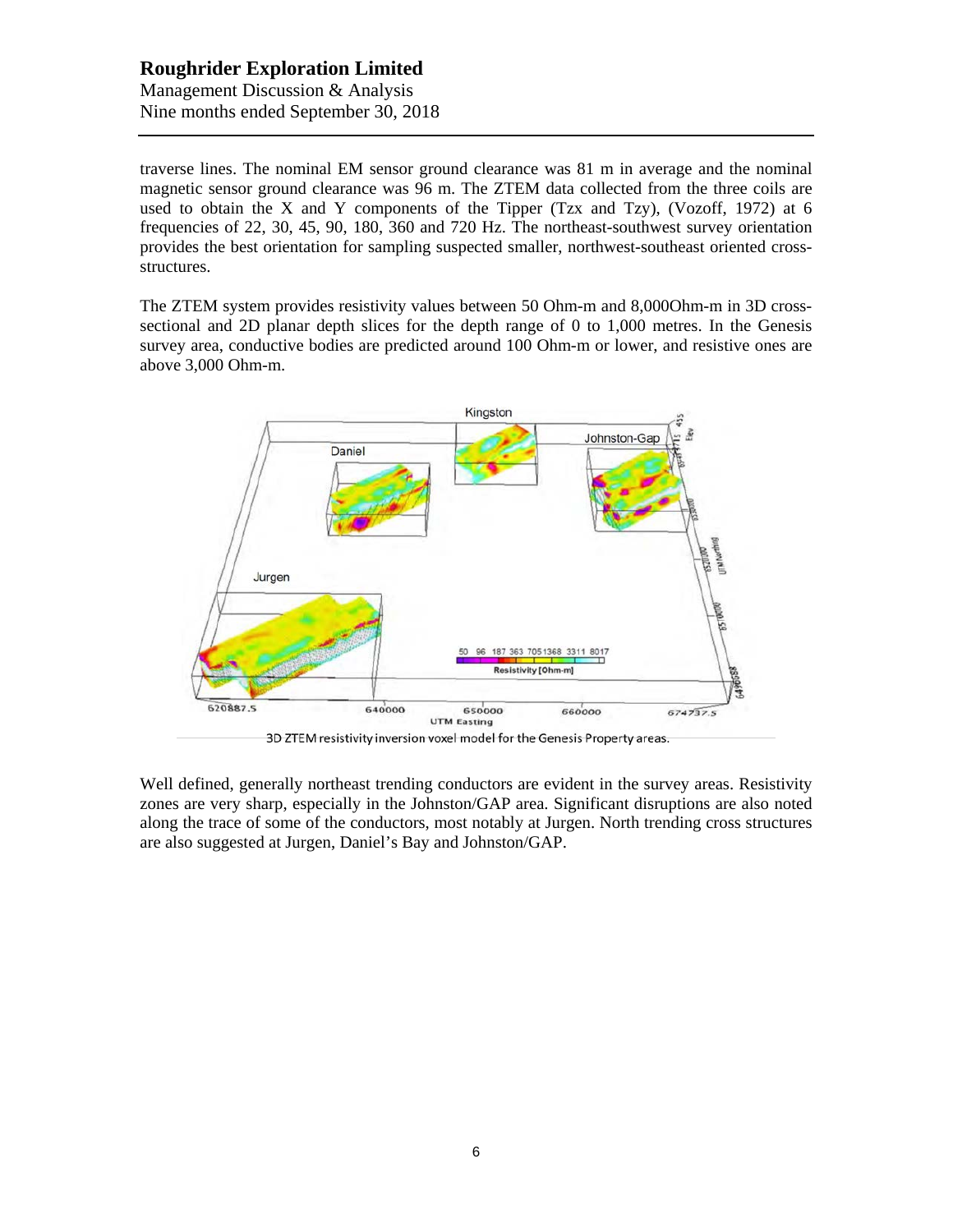traverse lines. The nominal EM sensor ground clearance was 81 m in average and the nominal magnetic sensor ground clearance was 96 m. The ZTEM data collected from the three coils are used to obtain the X and Y components of the Tipper (Tzx and Tzy), (Vozoff, 1972) at 6 frequencies of 22, 30, 45, 90, 180, 360 and 720 Hz. The northeast-southwest survey orientation provides the best orientation for sampling suspected smaller, northwest-southeast oriented cross-structures.

The ZTEM system provides resistivity values between 50 Ohm-m and 8,000Ohm-m in 3D cross-sectional and 2D planar depth slices for the depth range of 0 to 1,000 metres. In the Genesis survey area, conductive bodies are predicted around 100 Ohm-m or lower, and resistive ones are above 3,000 Ohm-m.

3D ZTEM resistivity inversion voxel model for the Genesis Property areas.

Well defined, generally northeast trending conductors are evident in the survey areas. Resistivity zones are very sharp, especially in the Johnston/GAP area. Significant disruptions are also noted along the trace of some of the conductors, most notably at Jurgen. North trending cross structures are also suggested at Jurgen, Daniel's Bay and Johnston/GAP.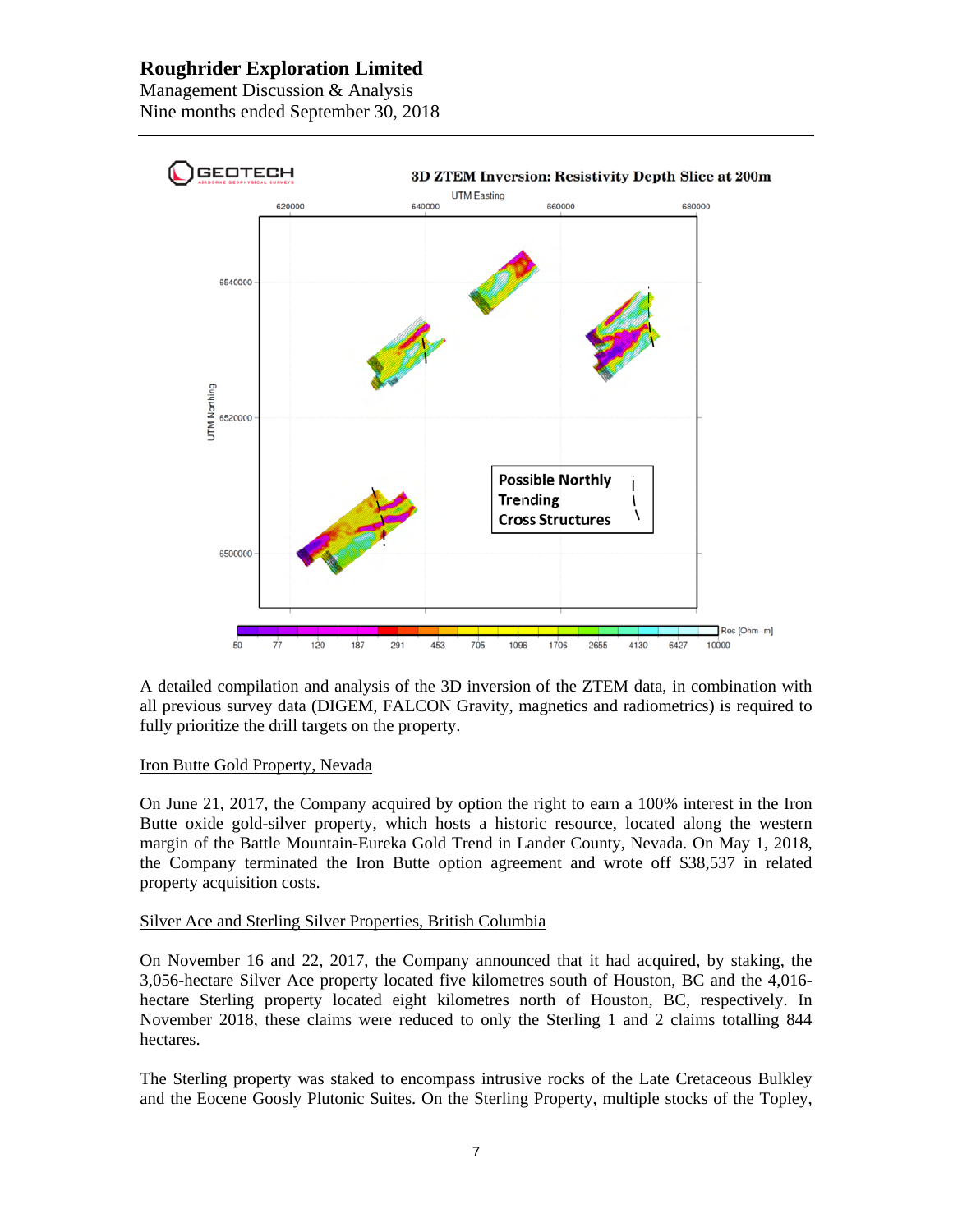A detailed compilation and analysis of the 3D inversion of the ZTEM data, in combination with all previous survey data (DIGEM, FALCON Gravity, magnetics and radiometrics) is required to fully prioritize the drill targets on the property.

Iron Butte Gold Property, Nevada

On June 21, 2017, the Company acquired by option the right to earn a 100% interest in the Iron Butte oxide gold-silver property, which hosts a historic resource, located along the western margin of the Battle Mountain-Eureka Gold Trend in Lander County, Nevada. On May 1, 2018, the Company terminated the Iron Butte option agreement and wrote off $38,537 in related property acquisition costs.

Silver Ace and Sterling Silver Properties, British Columbia

On November 16 and 22, 2017, the Company announced that it had acquired, by staking, the 3,056-hectare Silver Ace property located five kilometres south of Houston, BC and the 4,016-hectare Sterling property located eight kilometres north of Houston, BC, respectively. In November 2018, these claims were reduced to only the Sterling 1 and 2 claims totalling 844 hectares.

The Sterling property was staked to encompass intrusive rocks of the Late Cretaceous Bulkley and the Eocene Goosly Plutonic Suites. On the Sterling Property, multiple stocks of the Topley,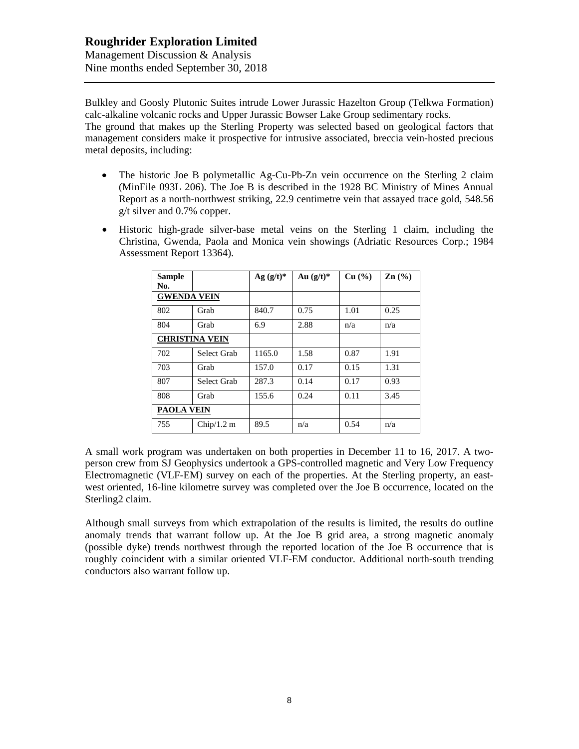Bulkley and Goosly Plutonic Suites intrude Lower Jurassic Hazelton Group (Telkwa Formation) calc-alkaline volcanic rocks and Upper Jurassic Bowser Lake Group sedimentary rocks.

The ground that makes up the Sterling Property was selected based on geological factors that management considers make it prospective for intrusive associated, breccia vein-hosted precious metal deposits, including:

- The historic Joe B polymetallic Ag-Cu-Pb-Zn vein occurrence on the Sterling 2 claim (MinFile 093L 206). The Joe B is described in the 1928 BC Ministry of Mines Annual Report as a north-northwest striking, 22.9 centimetre vein that assayed trace gold, 548.56 g/t silver and 0.7% copper.
- Historic high-grade silver-base metal veins on the Sterling 1 claim, including the Christina, Gwenda, Paola and Monica vein showings (Adriatic Resources Corp.; 1984 Assessment Report 13364).

| Sample No. | | Ag (g/t)* | Au (g/t)* | Cu (%) | Zn (%) |
|---|---|---|---|---|---|
| **GWENDA VEIN** | | | | | |
| 802 | Grab | 840.7 | 0.75 | 1.01 | 0.25 |
| 804 | Grab | 6.9 | 2.88 | n/a | n/a |
| **CHRISTINA VEIN** | | | | | |
| 702 | Select Grab | 1165.0 | 1.58 | 0.87 | 1.91 |
| 703 | Grab | 157.0 | 0.17 | 0.15 | 1.31 |
| 807 | Select Grab | 287.3 | 0.14 | 0.17 | 0.93 |
| 808 | Grab | 155.6 | 0.24 | 0.11 | 3.45 |
| **PAOLA VEIN** | | | | | |
| 755 | Chip/1.2 m | 89.5 | n/a | 0.54 | n/a |

A small work program was undertaken on both properties in December 11 to 16, 2017. A two-person crew from SJ Geophysics undertook a GPS-controlled magnetic and Very Low Frequency Electromagnetic (VLF-EM) survey on each of the properties. At the Sterling property, an east-west oriented, 16-line kilometre survey was completed over the Joe B occurrence, located on the Sterling2 claim.

Although small surveys from which extrapolation of the results is limited, the results do outline anomaly trends that warrant follow up. At the Joe B grid area, a strong magnetic anomaly (possible dyke) trends northwest through the reported location of the Joe B occurrence that is roughly coincident with a similar oriented VLF-EM conductor. Additional north-south trending conductors also warrant follow up.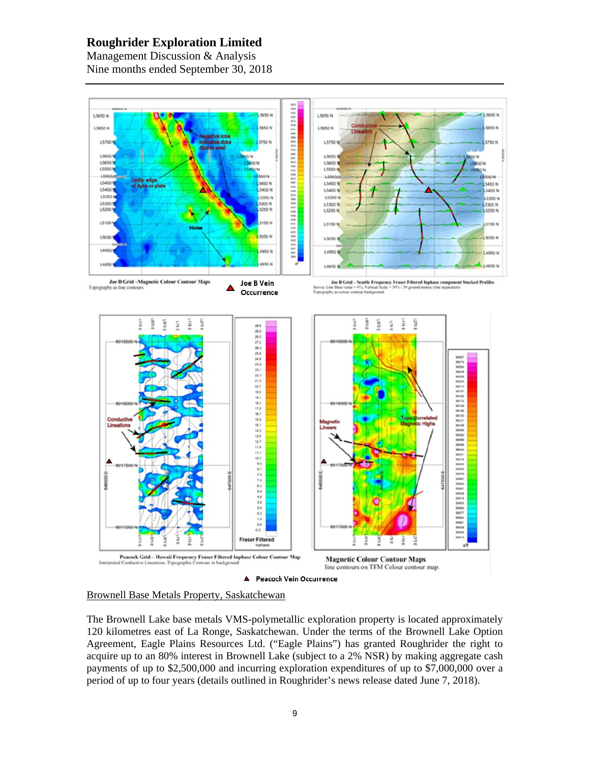Joe B Grid –Magnetic Colour Contour Maps
Topography as line contours.

Joe B Vein Occurrence

Joe B Grid – Seattle Frequency Fraser Filtered Inphase component Stacked Profiles
Survey Line Base value = 0%, Vertical Scale = 50% / 50 ground metres (line separation)
Topography as colour contour background

Peacock Grid – Hawaii Frequency Fraser Filtered Inphase Colour Contour Map
Interpreted Conductive Lineations. Topographic Contours in background

Magnetic Colour Contour Maps
line contours on TFM Colour contour map.

Peacock Vein Occurrence

Brownell Base Metals Property, Saskatchewan

The Brownell Lake base metals VMS-polymetallic exploration property is located approximately 120 kilometres east of La Ronge, Saskatchewan. Under the terms of the Brownell Lake Option Agreement, Eagle Plains Resources Ltd. ("Eagle Plains") has granted Roughrider the right to acquire up to an 80% interest in Brownell Lake (subject to a 2% NSR) by making aggregate cash payments of up to $2,500,000 and incurring exploration expenditures of up to $7,000,000 over a period of up to four years (details outlined in Roughrider's news release dated June 7, 2018).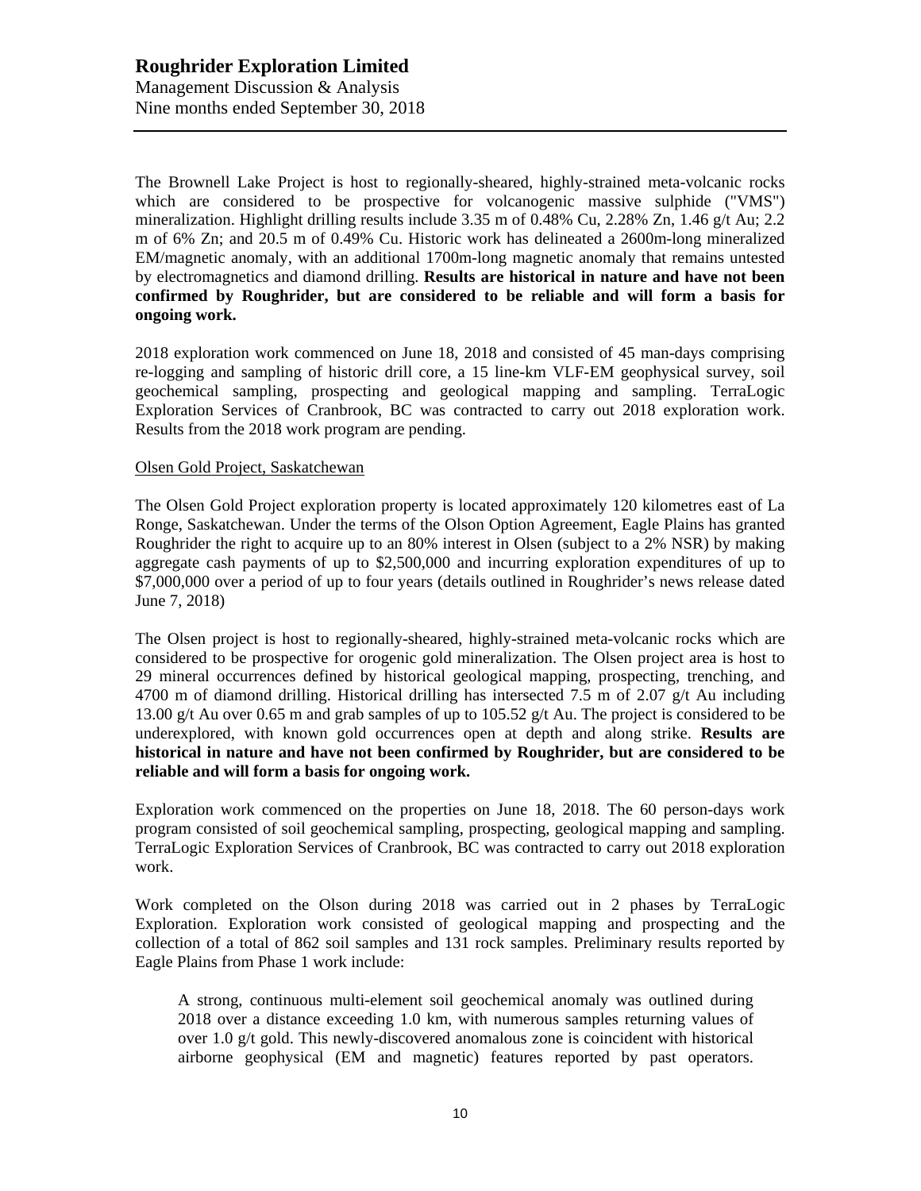The Brownell Lake Project is host to regionally-sheared, highly-strained meta-volcanic rocks which are considered to be prospective for volcanogenic massive sulphide ("VMS") mineralization. Highlight drilling results include 3.35 m of 0.48% Cu, 2.28% Zn, 1.46 g/t Au; 2.2 m of 6% Zn; and 20.5 m of 0.49% Cu. Historic work has delineated a 2600m-long mineralized EM/magnetic anomaly, with an additional 1700m-long magnetic anomaly that remains untested by electromagnetics and diamond drilling. **Results are historical in nature and have not been confirmed by Roughrider, but are considered to be reliable and will form a basis for ongoing work.**

2018 exploration work commenced on June 18, 2018 and consisted of 45 man-days comprising re-logging and sampling of historic drill core, a 15 line-km VLF-EM geophysical survey, soil geochemical sampling, prospecting and geological mapping and sampling. TerraLogic Exploration Services of Cranbrook, BC was contracted to carry out 2018 exploration work. Results from the 2018 work program are pending.

Olsen Gold Project, Saskatchewan

The Olsen Gold Project exploration property is located approximately 120 kilometres east of La Ronge, Saskatchewan. Under the terms of the Olson Option Agreement, Eagle Plains has granted Roughrider the right to acquire up to an 80% interest in Olsen (subject to a 2% NSR) by making aggregate cash payments of up to $2,500,000 and incurring exploration expenditures of up to $7,000,000 over a period of up to four years (details outlined in Roughrider's news release dated June 7, 2018)

The Olsen project is host to regionally-sheared, highly-strained meta-volcanic rocks which are considered to be prospective for orogenic gold mineralization. The Olsen project area is host to 29 mineral occurrences defined by historical geological mapping, prospecting, trenching, and 4700 m of diamond drilling. Historical drilling has intersected 7.5 m of 2.07 g/t Au including 13.00 g/t Au over 0.65 m and grab samples of up to 105.52 g/t Au. The project is considered to be underexplored, with known gold occurrences open at depth and along strike. **Results are historical in nature and have not been confirmed by Roughrider, but are considered to be reliable and will form a basis for ongoing work.**

Exploration work commenced on the properties on June 18, 2018. The 60 person-days work program consisted of soil geochemical sampling, prospecting, geological mapping and sampling. TerraLogic Exploration Services of Cranbrook, BC was contracted to carry out 2018 exploration work.

Work completed on the Olson during 2018 was carried out in 2 phases by TerraLogic Exploration. Exploration work consisted of geological mapping and prospecting and the collection of a total of 862 soil samples and 131 rock samples. Preliminary results reported by Eagle Plains from Phase 1 work include:

> A strong, continuous multi-element soil geochemical anomaly was outlined during 2018 over a distance exceeding 1.0 km, with numerous samples returning values of over 1.0 g/t gold. This newly-discovered anomalous zone is coincident with historical airborne geophysical (EM and magnetic) features reported by past operators.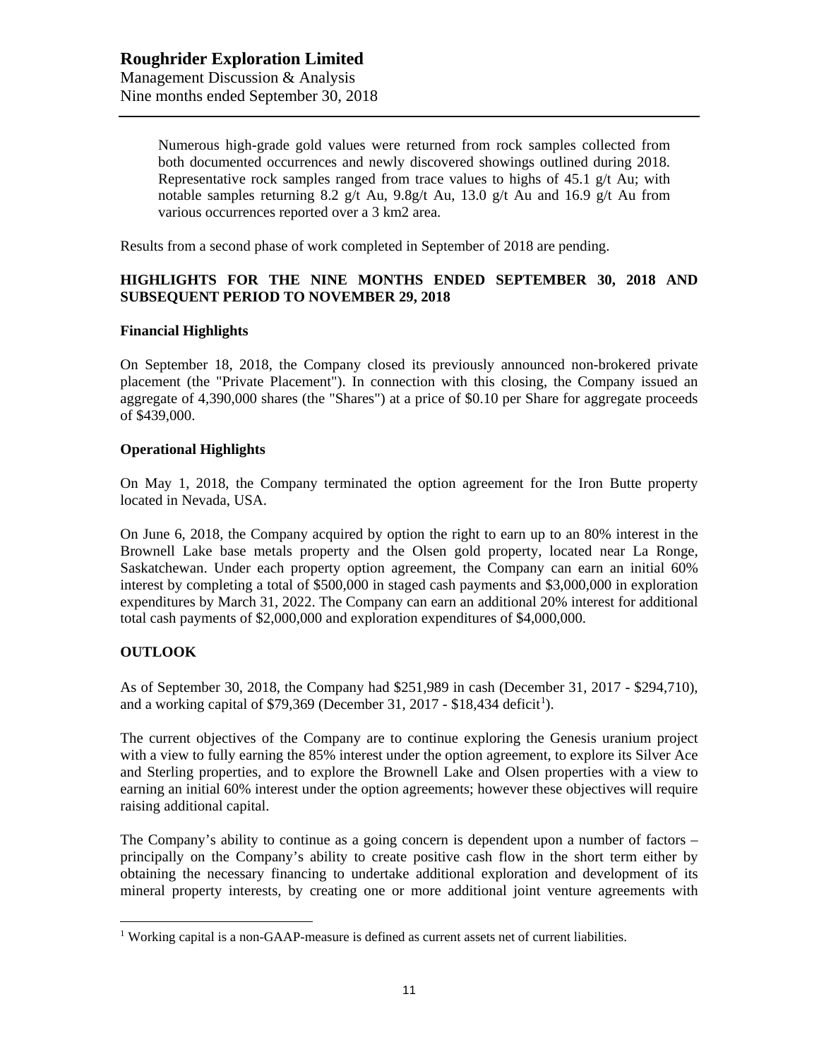> Numerous high-grade gold values were returned from rock samples collected from both documented occurrences and newly discovered showings outlined during 2018. Representative rock samples ranged from trace values to highs of 45.1 g/t Au; with notable samples returning 8.2 g/t Au, 9.8g/t Au, 13.0 g/t Au and 16.9 g/t Au from various occurrences reported over a 3 km2 area.

Results from a second phase of work completed in September of 2018 are pending.

## HIGHLIGHTS FOR THE NINE MONTHS ENDED SEPTEMBER 30, 2018 AND SUBSEQUENT PERIOD TO NOVEMBER 29, 2018

### Financial Highlights

On September 18, 2018, the Company closed its previously announced non-brokered private placement (the "Private Placement"). In connection with this closing, the Company issued an aggregate of 4,390,000 shares (the "Shares") at a price of $0.10 per Share for aggregate proceeds of $439,000.

### Operational Highlights

On May 1, 2018, the Company terminated the option agreement for the Iron Butte property located in Nevada, USA.

On June 6, 2018, the Company acquired by option the right to earn up to an 80% interest in the Brownell Lake base metals property and the Olsen gold property, located near La Ronge, Saskatchewan. Under each property option agreement, the Company can earn an initial 60% interest by completing a total of $500,000 in staged cash payments and $3,000,000 in exploration expenditures by March 31, 2022. The Company can earn an additional 20% interest for additional total cash payments of $2,000,000 and exploration expenditures of $4,000,000.

## OUTLOOK

As of September 30, 2018, the Company had $251,989 in cash (December 31, 2017 - $294,710), and a working capital of $79,369 (December 31, 2017 - $18,434 deficit[1]).

The current objectives of the Company are to continue exploring the Genesis uranium project with a view to fully earning the 85% interest under the option agreement, to explore its Silver Ace and Sterling properties, and to explore the Brownell Lake and Olsen properties with a view to earning an initial 60% interest under the option agreements; however these objectives will require raising additional capital.

The Company's ability to continue as a going concern is dependent upon a number of factors – principally on the Company's ability to create positive cash flow in the short term either by obtaining the necessary financing to undertake additional exploration and development of its mineral property interests, by creating one or more additional joint venture agreements with

[1] Working capital is a non-GAAP-measure is defined as current assets net of current liabilities.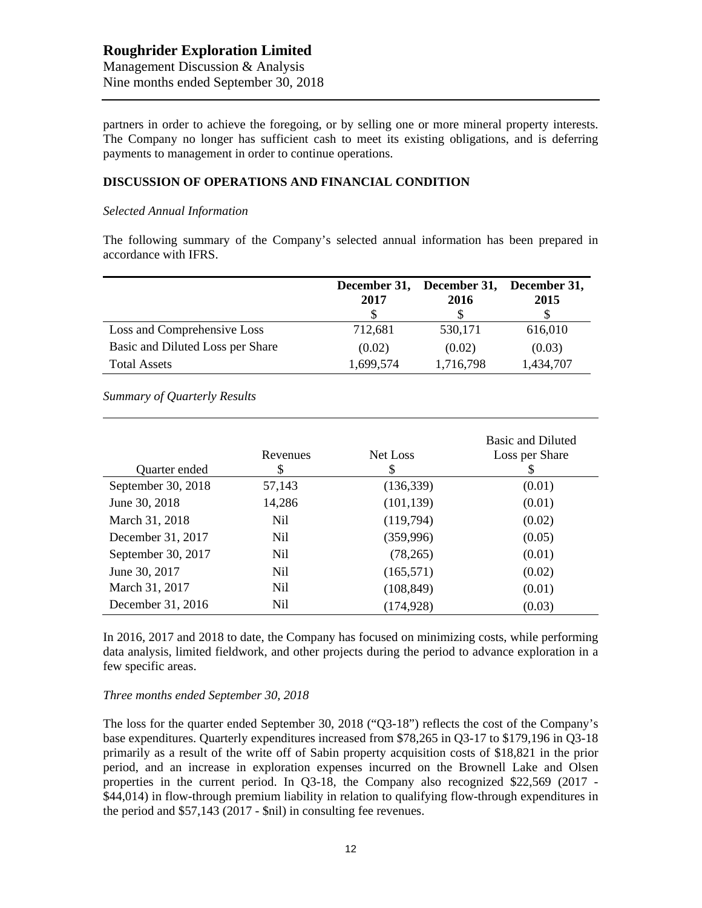partners in order to achieve the foregoing, or by selling one or more mineral property interests. The Company no longer has sufficient cash to meet its existing obligations, and is deferring payments to management in order to continue operations.

## DISCUSSION OF OPERATIONS AND FINANCIAL CONDITION

*Selected Annual Information*

The following summary of the Company's selected annual information has been prepared in accordance with IFRS.

| | December 31, 2017 $ | December 31, 2016 $ | December 31, 2015 $ |
|---|---|---|---|
| Loss and Comprehensive Loss | 712,681 | 530,171 | 616,010 |
| Basic and Diluted Loss per Share | (0.02) | (0.02) | (0.03) |
| Total Assets | 1,699,574 | 1,716,798 | 1,434,707 |

*Summary of Quarterly Results*

| Quarter ended | Revenues $ | Net Loss $ | Basic and Diluted Loss per Share $ |
|---|---|---|---|
| September 30, 2018 | 57,143 | (136,339) | (0.01) |
| June 30, 2018 | 14,286 | (101,139) | (0.01) |
| March 31, 2018 | Nil | (119,794) | (0.02) |
| December 31, 2017 | Nil | (359,996) | (0.05) |
| September 30, 2017 | Nil | (78,265) | (0.01) |
| June 30, 2017 | Nil | (165,571) | (0.02) |
| March 31, 2017 | Nil | (108,849) | (0.01) |
| December 31, 2016 | Nil | (174,928) | (0.03) |

In 2016, 2017 and 2018 to date, the Company has focused on minimizing costs, while performing data analysis, limited fieldwork, and other projects during the period to advance exploration in a few specific areas.

*Three months ended September 30, 2018*

The loss for the quarter ended September 30, 2018 ("Q3-18") reflects the cost of the Company's base expenditures. Quarterly expenditures increased from $78,265 in Q3-17 to $179,196 in Q3-18 primarily as a result of the write off of Sabin property acquisition costs of $18,821 in the prior period, and an increase in exploration expenses incurred on the Brownell Lake and Olsen properties in the current period. In Q3-18, the Company also recognized $22,569 (2017 - $44,014) in flow-through premium liability in relation to qualifying flow-through expenditures in the period and $57,143 (2017 - $nil) in consulting fee revenues.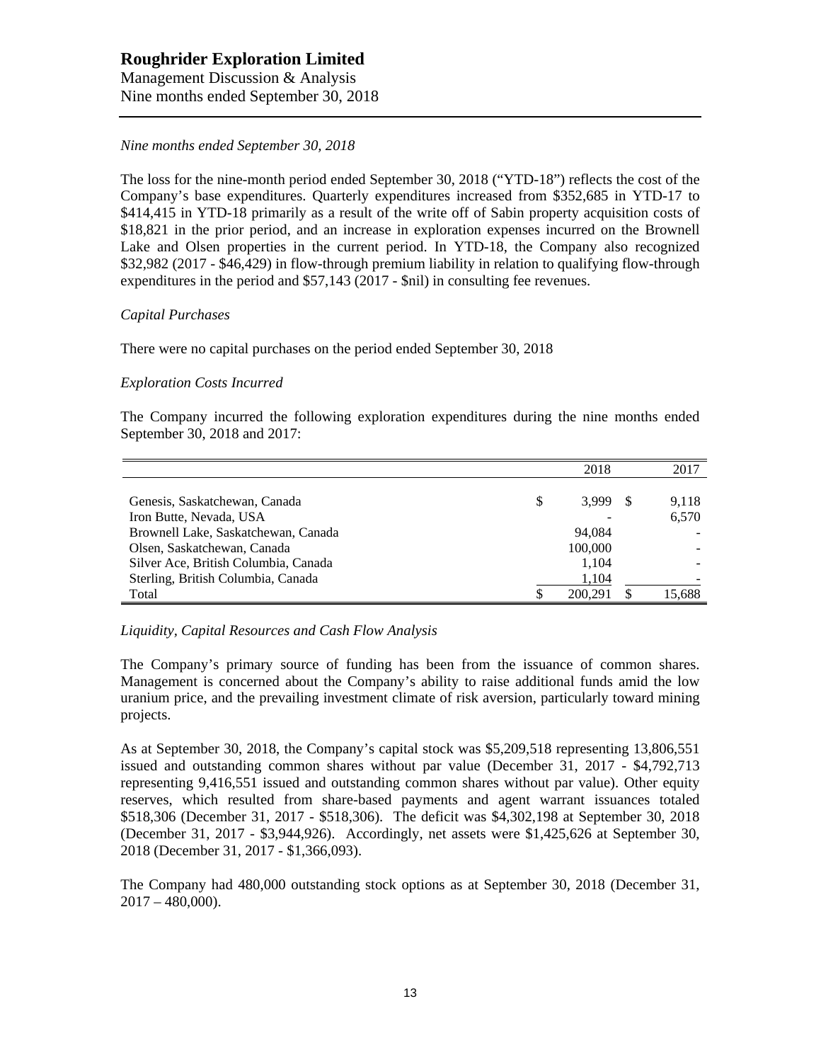*Nine months ended September 30, 2018*

The loss for the nine-month period ended September 30, 2018 ("YTD-18") reflects the cost of the Company's base expenditures. Quarterly expenditures increased from $352,685 in YTD-17 to $414,415 in YTD-18 primarily as a result of the write off of Sabin property acquisition costs of $18,821 in the prior period, and an increase in exploration expenses incurred on the Brownell Lake and Olsen properties in the current period. In YTD-18, the Company also recognized $32,982 (2017 - $46,429) in flow-through premium liability in relation to qualifying flow-through expenditures in the period and $57,143 (2017 - $nil) in consulting fee revenues.

*Capital Purchases*

There were no capital purchases on the period ended September 30, 2018

*Exploration Costs Incurred*

The Company incurred the following exploration expenditures during the nine months ended September 30, 2018 and 2017:

| | 2018 | 2017 |
|---|---|---|
| Genesis, Saskatchewan, Canada | $ 3,999 | $ 9,118 |
| Iron Butte, Nevada, USA | - | 6,570 |
| Brownell Lake, Saskatchewan, Canada | 94,084 | - |
| Olsen, Saskatchewan, Canada | 100,000 | - |
| Silver Ace, British Columbia, Canada | 1,104 | - |
| Sterling, British Columbia, Canada | 1,104 | - |
| Total | $ 200,291 | $ 15,688 |

*Liquidity, Capital Resources and Cash Flow Analysis*

The Company's primary source of funding has been from the issuance of common shares. Management is concerned about the Company's ability to raise additional funds amid the low uranium price, and the prevailing investment climate of risk aversion, particularly toward mining projects.

As at September 30, 2018, the Company's capital stock was $5,209,518 representing 13,806,551 issued and outstanding common shares without par value (December 31, 2017 - $4,792,713 representing 9,416,551 issued and outstanding common shares without par value). Other equity reserves, which resulted from share-based payments and agent warrant issuances totaled $518,306 (December 31, 2017 - $518,306). The deficit was $4,302,198 at September 30, 2018 (December 31, 2017 - $3,944,926). Accordingly, net assets were $1,425,626 at September 30, 2018 (December 31, 2017 - $1,366,093).

The Company had 480,000 outstanding stock options as at September 30, 2018 (December 31, 2017 – 480,000).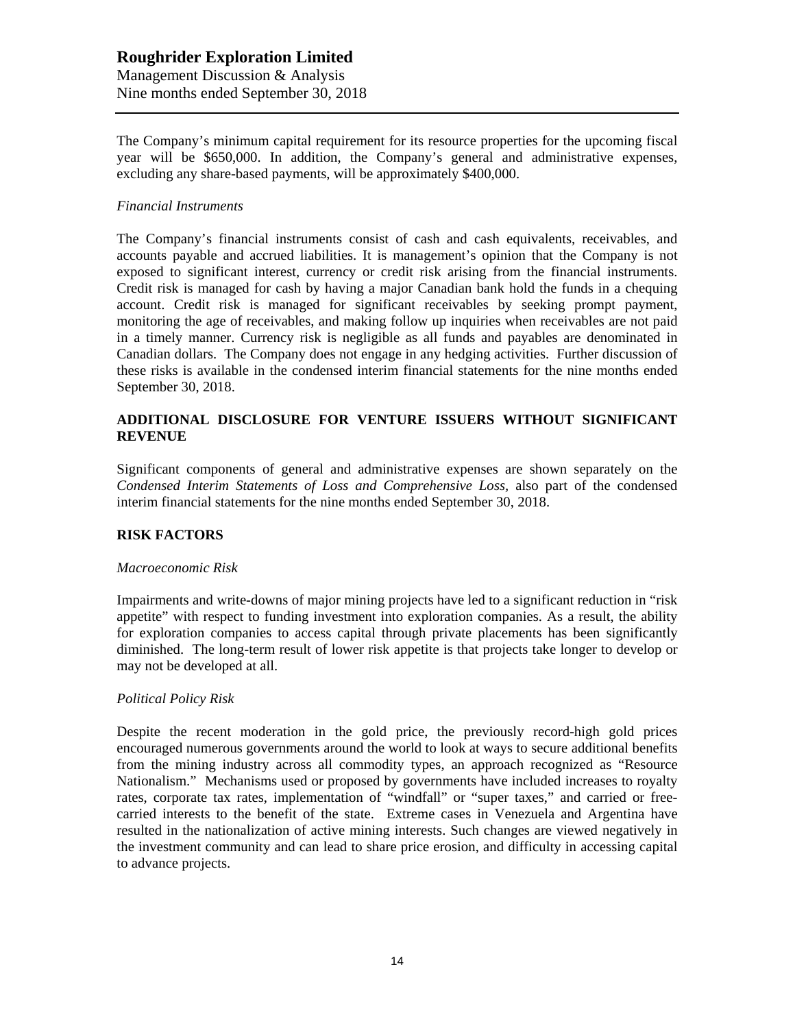The Company's minimum capital requirement for its resource properties for the upcoming fiscal year will be $650,000. In addition, the Company's general and administrative expenses, excluding any share-based payments, will be approximately $400,000.

*Financial Instruments*

The Company's financial instruments consist of cash and cash equivalents, receivables, and accounts payable and accrued liabilities. It is management's opinion that the Company is not exposed to significant interest, currency or credit risk arising from the financial instruments. Credit risk is managed for cash by having a major Canadian bank hold the funds in a chequing account. Credit risk is managed for significant receivables by seeking prompt payment, monitoring the age of receivables, and making follow up inquiries when receivables are not paid in a timely manner. Currency risk is negligible as all funds and payables are denominated in Canadian dollars. The Company does not engage in any hedging activities. Further discussion of these risks is available in the condensed interim financial statements for the nine months ended September 30, 2018.

## ADDITIONAL DISCLOSURE FOR VENTURE ISSUERS WITHOUT SIGNIFICANT REVENUE

Significant components of general and administrative expenses are shown separately on the *Condensed Interim Statements of Loss and Comprehensive Loss*, also part of the condensed interim financial statements for the nine months ended September 30, 2018.

## RISK FACTORS

*Macroeconomic Risk*

Impairments and write-downs of major mining projects have led to a significant reduction in "risk appetite" with respect to funding investment into exploration companies. As a result, the ability for exploration companies to access capital through private placements has been significantly diminished. The long-term result of lower risk appetite is that projects take longer to develop or may not be developed at all.

*Political Policy Risk*

Despite the recent moderation in the gold price, the previously record-high gold prices encouraged numerous governments around the world to look at ways to secure additional benefits from the mining industry across all commodity types, an approach recognized as "Resource Nationalism." Mechanisms used or proposed by governments have included increases to royalty rates, corporate tax rates, implementation of "windfall" or "super taxes," and carried or free-carried interests to the benefit of the state. Extreme cases in Venezuela and Argentina have resulted in the nationalization of active mining interests. Such changes are viewed negatively in the investment community and can lead to share price erosion, and difficulty in accessing capital to advance projects.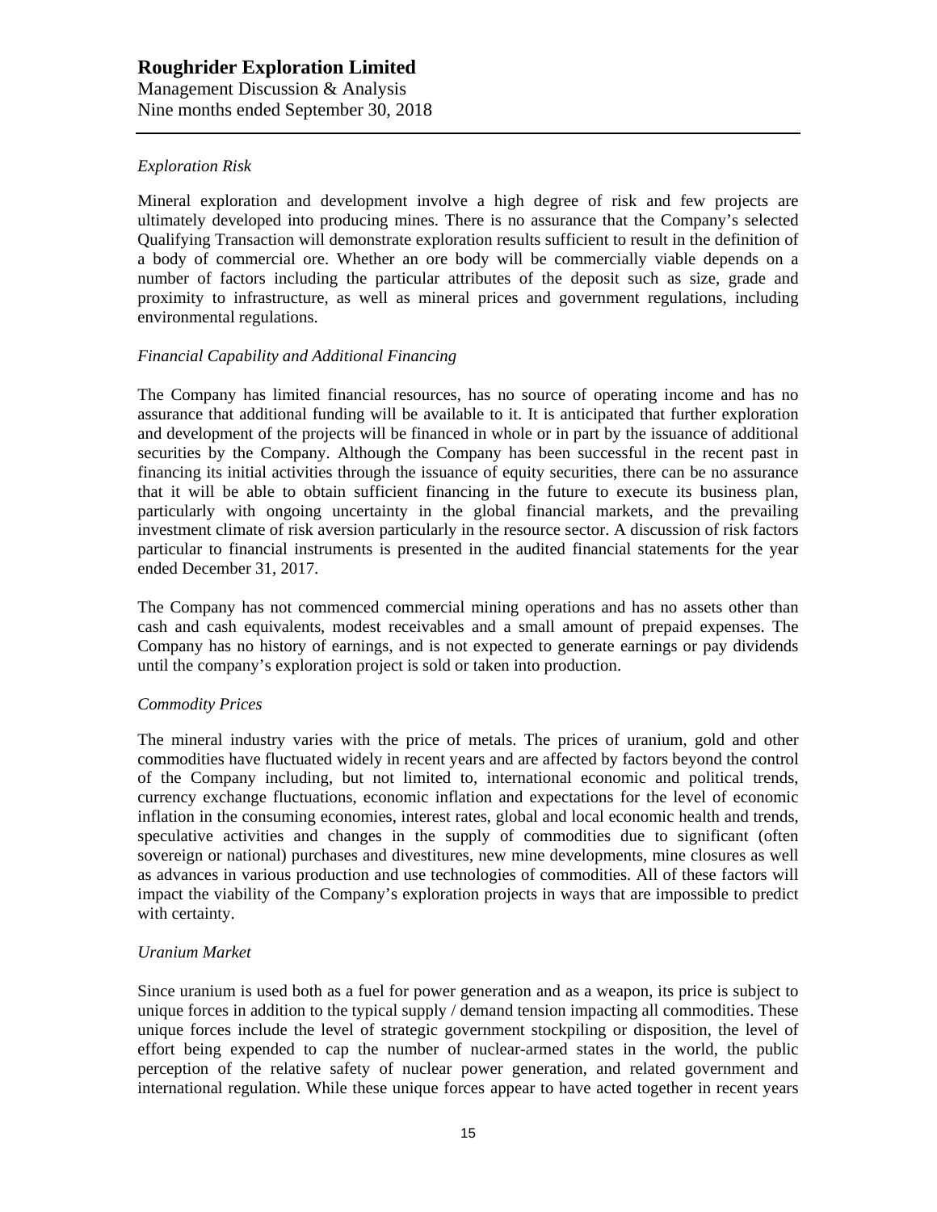*Exploration Risk*

Mineral exploration and development involve a high degree of risk and few projects are ultimately developed into producing mines. There is no assurance that the Company's selected Qualifying Transaction will demonstrate exploration results sufficient to result in the definition of a body of commercial ore. Whether an ore body will be commercially viable depends on a number of factors including the particular attributes of the deposit such as size, grade and proximity to infrastructure, as well as mineral prices and government regulations, including environmental regulations.

*Financial Capability and Additional Financing*

The Company has limited financial resources, has no source of operating income and has no assurance that additional funding will be available to it. It is anticipated that further exploration and development of the projects will be financed in whole or in part by the issuance of additional securities by the Company. Although the Company has been successful in the recent past in financing its initial activities through the issuance of equity securities, there can be no assurance that it will be able to obtain sufficient financing in the future to execute its business plan, particularly with ongoing uncertainty in the global financial markets, and the prevailing investment climate of risk aversion particularly in the resource sector. A discussion of risk factors particular to financial instruments is presented in the audited financial statements for the year ended December 31, 2017.

The Company has not commenced commercial mining operations and has no assets other than cash and cash equivalents, modest receivables and a small amount of prepaid expenses. The Company has no history of earnings, and is not expected to generate earnings or pay dividends until the company's exploration project is sold or taken into production.

*Commodity Prices*

The mineral industry varies with the price of metals. The prices of uranium, gold and other commodities have fluctuated widely in recent years and are affected by factors beyond the control of the Company including, but not limited to, international economic and political trends, currency exchange fluctuations, economic inflation and expectations for the level of economic inflation in the consuming economies, interest rates, global and local economic health and trends, speculative activities and changes in the supply of commodities due to significant (often sovereign or national) purchases and divestitures, new mine developments, mine closures as well as advances in various production and use technologies of commodities. All of these factors will impact the viability of the Company's exploration projects in ways that are impossible to predict with certainty.

*Uranium Market*

Since uranium is used both as a fuel for power generation and as a weapon, its price is subject to unique forces in addition to the typical supply / demand tension impacting all commodities. These unique forces include the level of strategic government stockpiling or disposition, the level of effort being expended to cap the number of nuclear-armed states in the world, the public perception of the relative safety of nuclear power generation, and related government and international regulation. While these unique forces appear to have acted together in recent years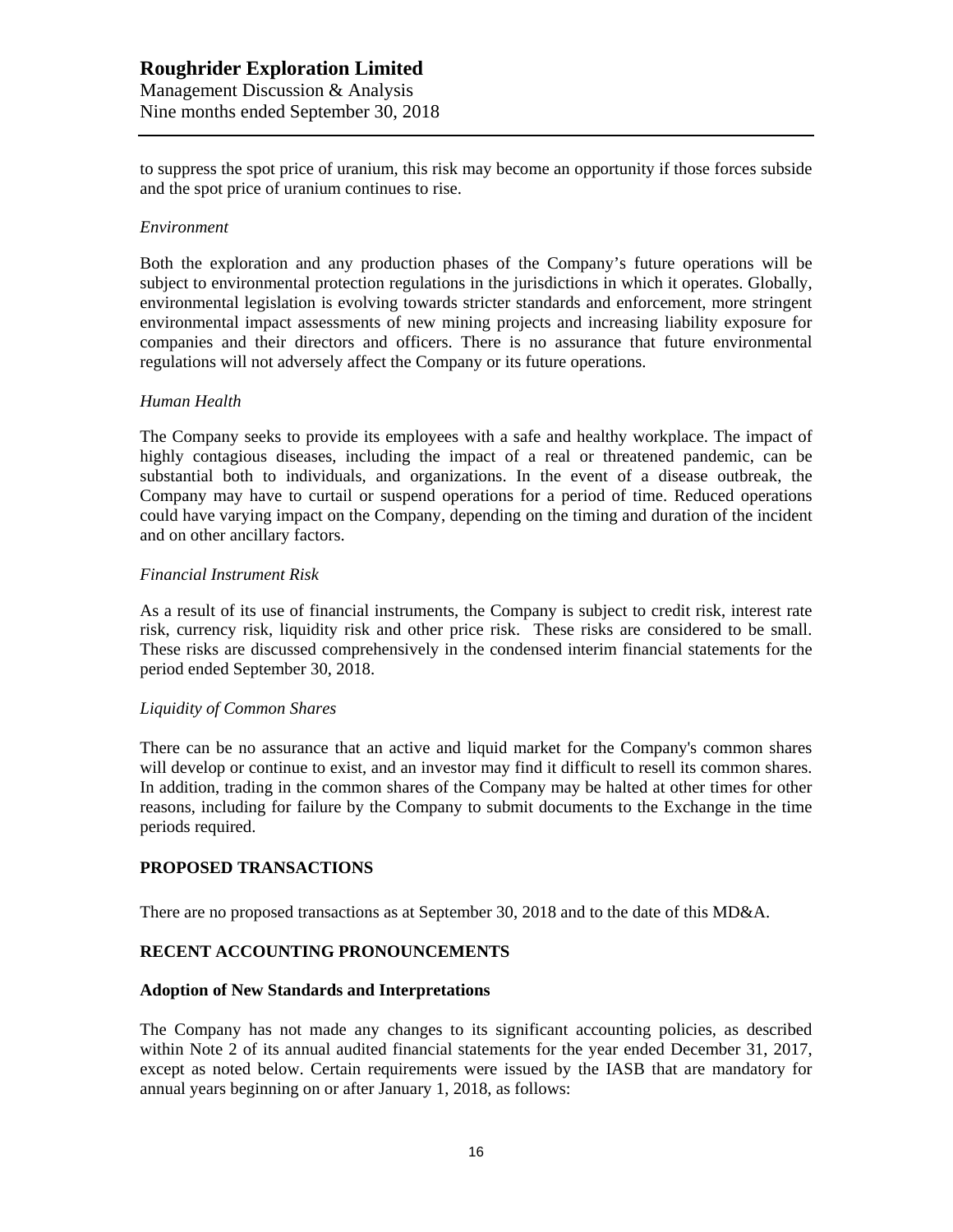to suppress the spot price of uranium, this risk may become an opportunity if those forces subside and the spot price of uranium continues to rise.

*Environment*

Both the exploration and any production phases of the Company's future operations will be subject to environmental protection regulations in the jurisdictions in which it operates. Globally, environmental legislation is evolving towards stricter standards and enforcement, more stringent environmental impact assessments of new mining projects and increasing liability exposure for companies and their directors and officers. There is no assurance that future environmental regulations will not adversely affect the Company or its future operations.

*Human Health*

The Company seeks to provide its employees with a safe and healthy workplace. The impact of highly contagious diseases, including the impact of a real or threatened pandemic, can be substantial both to individuals, and organizations. In the event of a disease outbreak, the Company may have to curtail or suspend operations for a period of time. Reduced operations could have varying impact on the Company, depending on the timing and duration of the incident and on other ancillary factors.

*Financial Instrument Risk*

As a result of its use of financial instruments, the Company is subject to credit risk, interest rate risk, currency risk, liquidity risk and other price risk. These risks are considered to be small. These risks are discussed comprehensively in the condensed interim financial statements for the period ended September 30, 2018.

*Liquidity of Common Shares*

There can be no assurance that an active and liquid market for the Company's common shares will develop or continue to exist, and an investor may find it difficult to resell its common shares. In addition, trading in the common shares of the Company may be halted at other times for other reasons, including for failure by the Company to submit documents to the Exchange in the time periods required.

## PROPOSED TRANSACTIONS

There are no proposed transactions as at September 30, 2018 and to the date of this MD&A.

## RECENT ACCOUNTING PRONOUNCEMENTS

### Adoption of New Standards and Interpretations

The Company has not made any changes to its significant accounting policies, as described within Note 2 of its annual audited financial statements for the year ended December 31, 2017, except as noted below. Certain requirements were issued by the IASB that are mandatory for annual years beginning on or after January 1, 2018, as follows: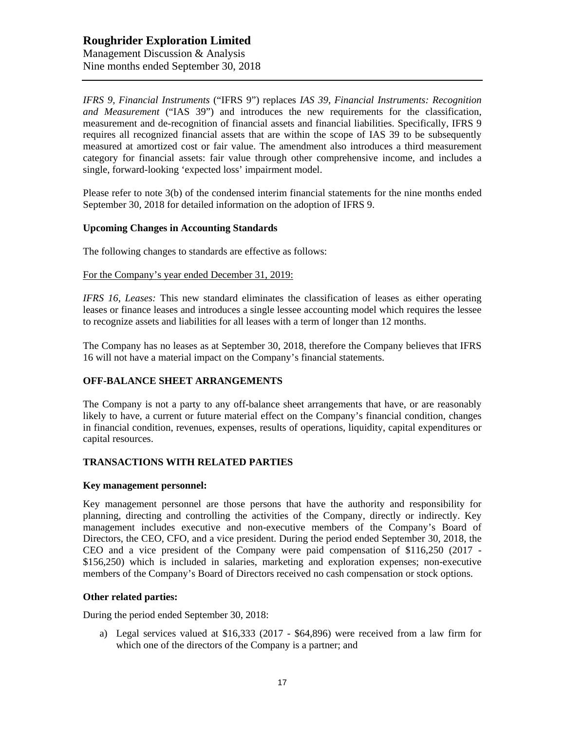*IFRS 9, Financial Instruments* ("IFRS 9") replaces *IAS 39, Financial Instruments: Recognition and Measurement* ("IAS 39") and introduces the new requirements for the classification, measurement and de-recognition of financial assets and financial liabilities. Specifically, IFRS 9 requires all recognized financial assets that are within the scope of IAS 39 to be subsequently measured at amortized cost or fair value. The amendment also introduces a third measurement category for financial assets: fair value through other comprehensive income, and includes a single, forward-looking 'expected loss' impairment model.

Please refer to note 3(b) of the condensed interim financial statements for the nine months ended September 30, 2018 for detailed information on the adoption of IFRS 9.

**Upcoming Changes in Accounting Standards**

The following changes to standards are effective as follows:

For the Company's year ended December 31, 2019:

*IFRS 16, Leases:* This new standard eliminates the classification of leases as either operating leases or finance leases and introduces a single lessee accounting model which requires the lessee to recognize assets and liabilities for all leases with a term of longer than 12 months.

The Company has no leases as at September 30, 2018, therefore the Company believes that IFRS 16 will not have a material impact on the Company's financial statements.

## OFF-BALANCE SHEET ARRANGEMENTS

The Company is not a party to any off-balance sheet arrangements that have, or are reasonably likely to have, a current or future material effect on the Company's financial condition, changes in financial condition, revenues, expenses, results of operations, liquidity, capital expenditures or capital resources.

## TRANSACTIONS WITH RELATED PARTIES

**Key management personnel:**

Key management personnel are those persons that have the authority and responsibility for planning, directing and controlling the activities of the Company, directly or indirectly. Key management includes executive and non-executive members of the Company's Board of Directors, the CEO, CFO, and a vice president. During the period ended September 30, 2018, the CEO and a vice president of the Company were paid compensation of $116,250 (2017 - $156,250) which is included in salaries, marketing and exploration expenses; non-executive members of the Company's Board of Directors received no cash compensation or stock options.

**Other related parties:**

During the period ended September 30, 2018:

a) Legal services valued at $16,333 (2017 - $64,896) were received from a law firm for which one of the directors of the Company is a partner; and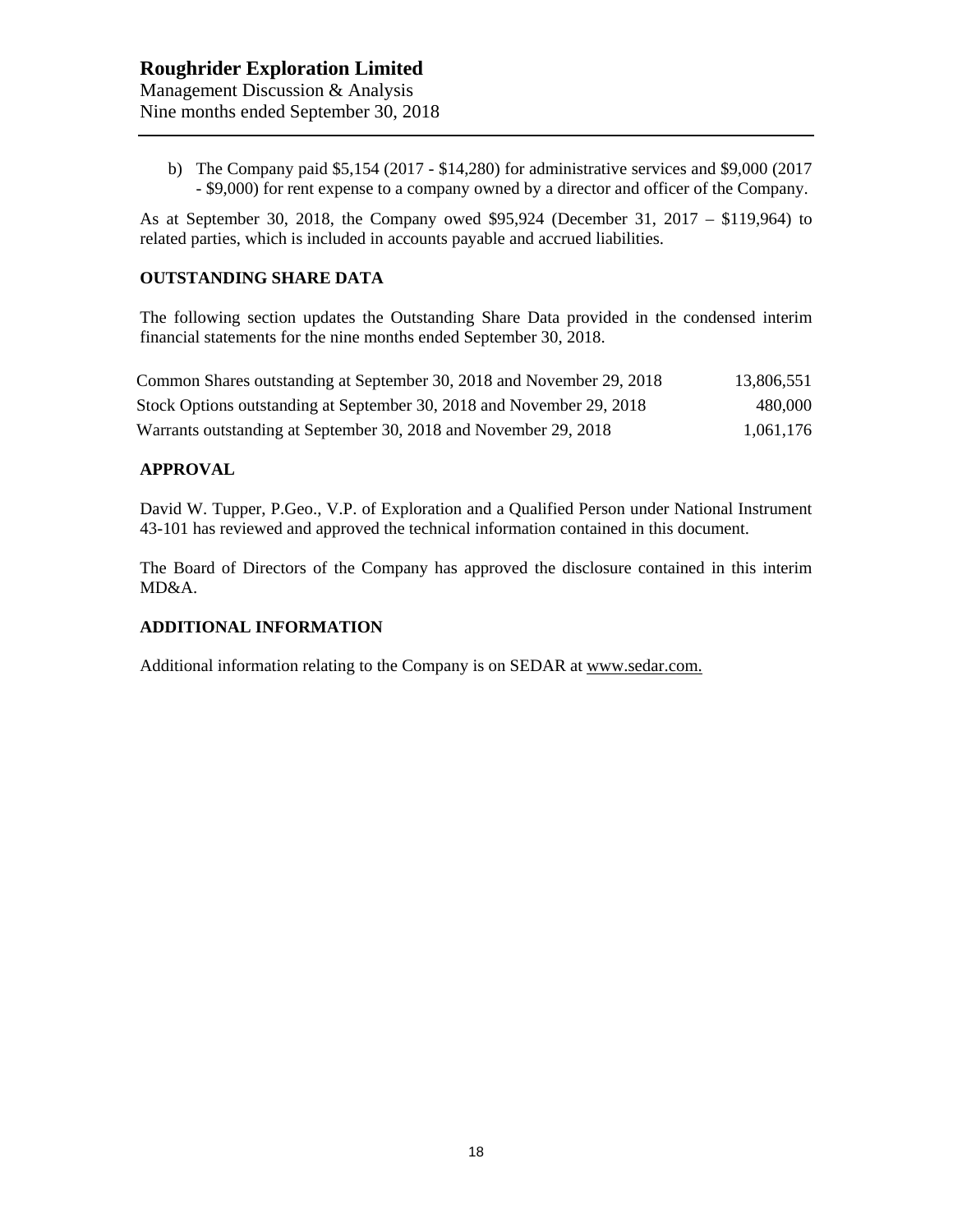b) The Company paid \$5,154 (2017 - \$14,280) for administrative services and \$9,000 (2017 - \$9,000) for rent expense to a company owned by a director and officer of the Company.

As at September 30, 2018, the Company owed \$95,924 (December 31, 2017 – \$119,964) to related parties, which is included in accounts payable and accrued liabilities.

## OUTSTANDING SHARE DATA

The following section updates the Outstanding Share Data provided in the condensed interim financial statements for the nine months ended September 30, 2018.

| | |
|---|---|
| Common Shares outstanding at September 30, 2018 and November 29, 2018 | 13,806,551 |
| Stock Options outstanding at September 30, 2018 and November 29, 2018 | 480,000 |
| Warrants outstanding at September 30, 2018 and November 29, 2018 | 1,061,176 |

## APPROVAL

David W. Tupper, P.Geo., V.P. of Exploration and a Qualified Person under National Instrument 43-101 has reviewed and approved the technical information contained in this document.

The Board of Directors of the Company has approved the disclosure contained in this interim MD&A.

## ADDITIONAL INFORMATION

Additional information relating to the Company is on SEDAR at www.sedar.com.